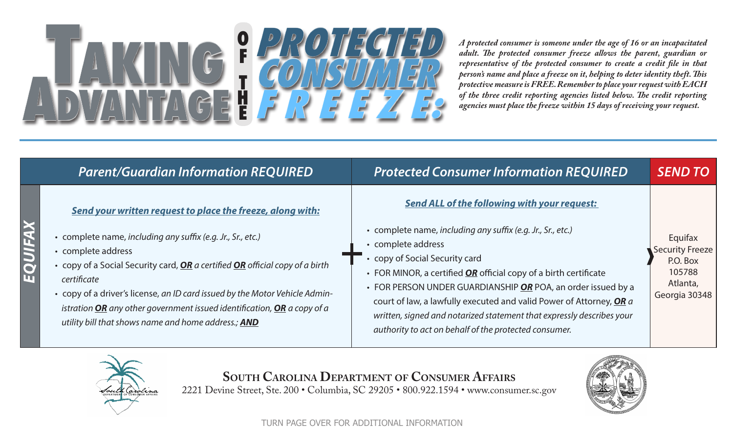# Taking Advantage of the Protected Consumer Freeze:

***A protected consumer is someone under the age of 16 or an incapacitated adult. The protected consumer freeze allows the parent, guardian or representative of the protected consumer to create a credit file in that person's name and place a freeze on it, helping to deter identity theft. This protective measure is FREE. Remember to place your request with EACH of the three credit reporting agencies listed below. The credit reporting agencies must place the freeze within 15 days of receiving your request.***

| | *Parent/Guardian Information REQUIRED* | | *Protected Consumer Information REQUIRED* | *SEND TO* |
|---|---|---|---|---|
| ***EQUIFAX*** | **Send your written request to place the freeze, along with:**<br>• complete name, *including any suffix (e.g. Jr., Sr., etc.)*<br>• complete address<br>• copy of a Social Security card, ***OR*** *a certified* ***OR*** *official copy of a birth certificate*<br>• copy of a driver's license, *an ID card issued by the Motor Vehicle Administration* ***OR*** *any other government issued identification,* ***OR*** *a copy of a utility bill that shows name and home address.;* ***AND*** | + | **Send ALL of the following with your request:**<br>• complete name, *including any suffix (e.g. Jr., Sr., etc.)*<br>• complete address<br>• copy of Social Security card<br>• FOR MINOR, a certified ***OR*** official copy of a birth certificate<br>• FOR PERSON UNDER GUARDIANSHIP ***OR*** POA, an order issued by a court of law, a lawfully executed and valid Power of Attorney, ***OR*** *a written, signed and notarized statement that expressly describes your authority to act on behalf of the protected consumer.* | Equifax Security Freeze<br>P.O. Box 105788<br>Atlanta, Georgia 30348 |

**South Carolina Department of Consumer Affairs**

2221 Devine Street, Ste. 200 • Columbia, SC 29205 • 800.922.1594 • www.consumer.sc.gov

TURN PAGE OVER FOR ADDITIONAL INFORMATION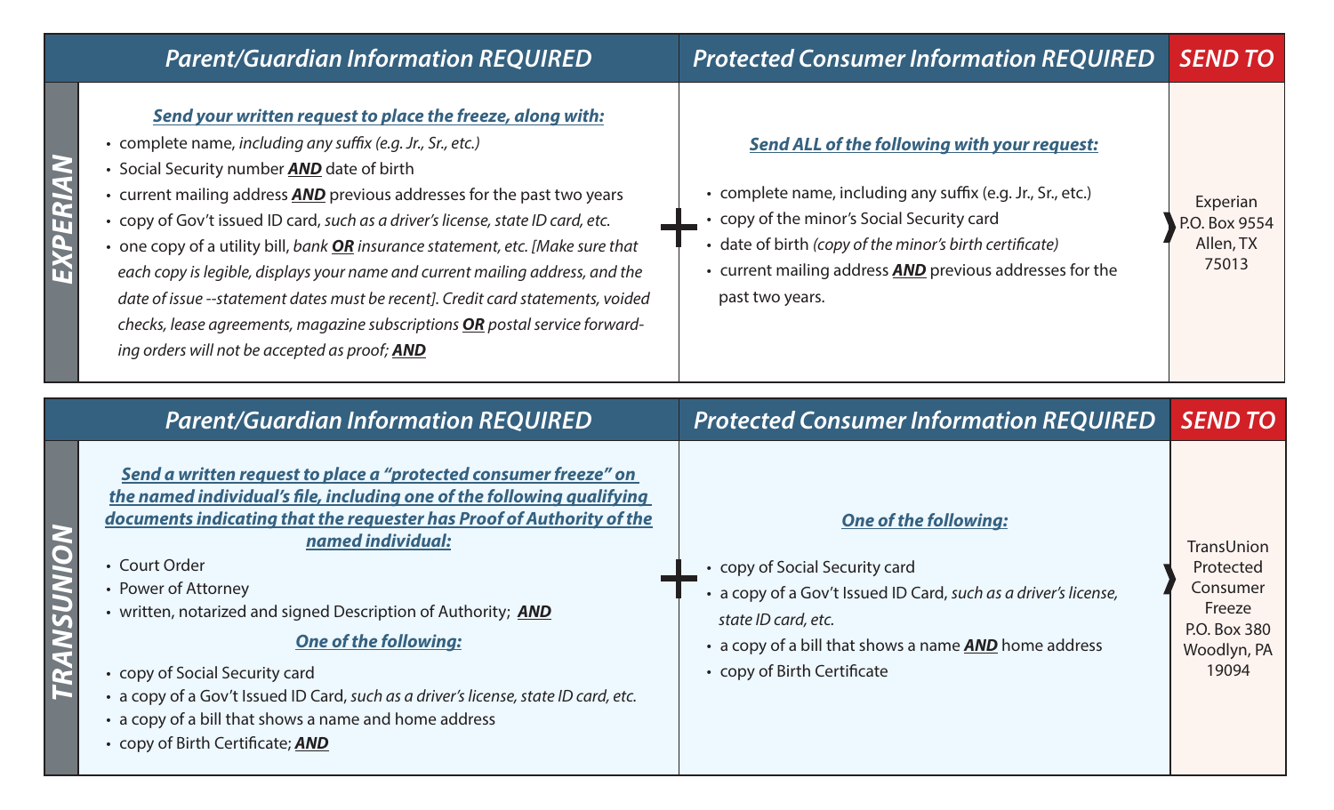## EXPERIAN

| Parent/Guardian Information REQUIRED | | Protected Consumer Information REQUIRED | SEND TO |
|---|---|---|---|
| ***Send your written request to place the freeze, along with:***<br>• complete name, *including any suffix (e.g. Jr., Sr., etc.)*<br>• Social Security number ***AND*** date of birth<br>• current mailing address ***AND*** previous addresses for the past two years<br>• copy of Gov't issued ID card, *such as a driver's license, state ID card, etc.*<br>• one copy of a utility bill, *bank **OR** insurance statement, etc. [Make sure that each copy is legible, displays your name and current mailing address, and the date of issue --statement dates must be recent]. Credit card statements, voided checks, lease agreements, magazine subscriptions **OR** postal service forwarding orders will not be accepted as proof; **AND*** | + | ***Send ALL of the following with your request:***<br>• complete name, including any suffix (e.g. Jr., Sr., etc.)<br>• copy of the minor's Social Security card<br>• date of birth *(copy of the minor's birth certificate)*<br>• current mailing address ***AND*** previous addresses for the past two years. | Experian<br>P.O. Box 9554<br>Allen, TX<br>75013 |

## TRANSUNION

| Parent/Guardian Information REQUIRED | | Protected Consumer Information REQUIRED | SEND TO |
|---|---|---|---|
| ***Send a written request to place a "protected consumer freeze" on the named individual's file, including one of the following qualifying documents indicating that the requester has Proof of Authority of the named individual:***<br>• Court Order<br>• Power of Attorney<br>• written, notarized and signed Description of Authority; ***AND***<br>***One of the following:***<br>• copy of Social Security card<br>• a copy of a Gov't Issued ID Card, *such as a driver's license, state ID card, etc.*<br>• a copy of a bill that shows a name and home address<br>• copy of Birth Certificate; ***AND*** | + | ***One of the following:***<br>• copy of Social Security card<br>• a copy of a Gov't Issued ID Card, *such as a driver's license, state ID card, etc.*<br>• a copy of a bill that shows a name ***AND*** home address<br>• copy of Birth Certificate | TransUnion<br>Protected<br>Consumer<br>Freeze<br>P.O. Box 380<br>Woodlyn, PA<br>19094 |